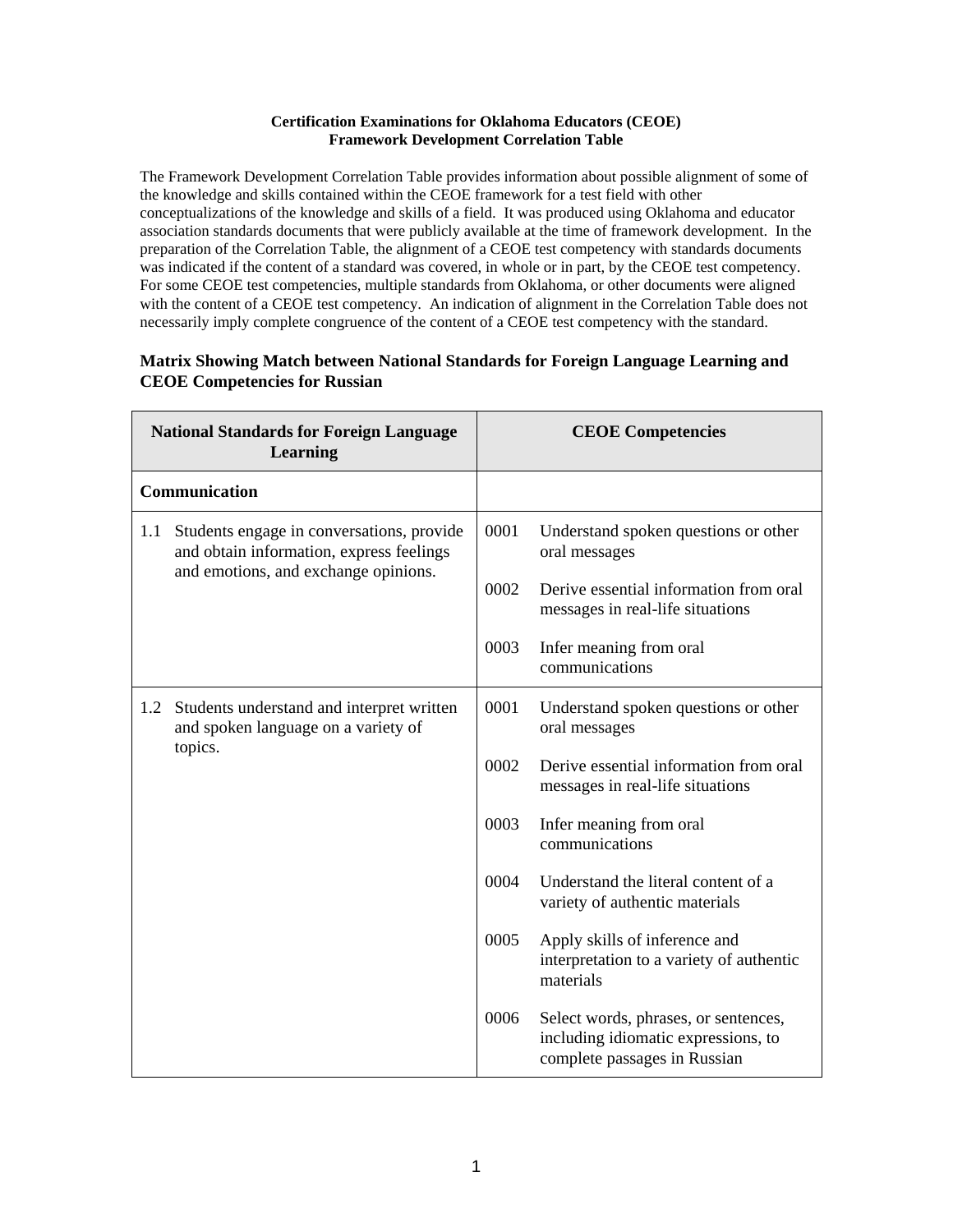**Certification Examinations for Oklahoma Educators (CEOE)**
**Framework Development Correlation Table**

The Framework Development Correlation Table provides information about possible alignment of some of the knowledge and skills contained within the CEOE framework for a test field with other conceptualizations of the knowledge and skills of a field. It was produced using Oklahoma and educator association standards documents that were publicly available at the time of framework development. In the preparation of the Correlation Table, the alignment of a CEOE test competency with standards documents was indicated if the content of a standard was covered, in whole or in part, by the CEOE test competency. For some CEOE test competencies, multiple standards from Oklahoma, or other documents were aligned with the content of a CEOE test competency. An indication of alignment in the Correlation Table does not necessarily imply complete congruence of the content of a CEOE test competency with the standard.

### Matrix Showing Match between National Standards for Foreign Language Learning and CEOE Competencies for Russian

| National Standards for Foreign Language Learning | CEOE Competencies |
|---|---|
| **Communication** | |
| 1.1 Students engage in conversations, provide and obtain information, express feelings and emotions, and exchange opinions. | 0001 Understand spoken questions or other oral messages<br><br>0002 Derive essential information from oral messages in real-life situations<br><br>0003 Infer meaning from oral communications |
| 1.2 Students understand and interpret written and spoken language on a variety of topics. | 0001 Understand spoken questions or other oral messages<br><br>0002 Derive essential information from oral messages in real-life situations<br><br>0003 Infer meaning from oral communications<br><br>0004 Understand the literal content of a variety of authentic materials<br><br>0005 Apply skills of inference and interpretation to a variety of authentic materials<br><br>0006 Select words, phrases, or sentences, including idiomatic expressions, to complete passages in Russian |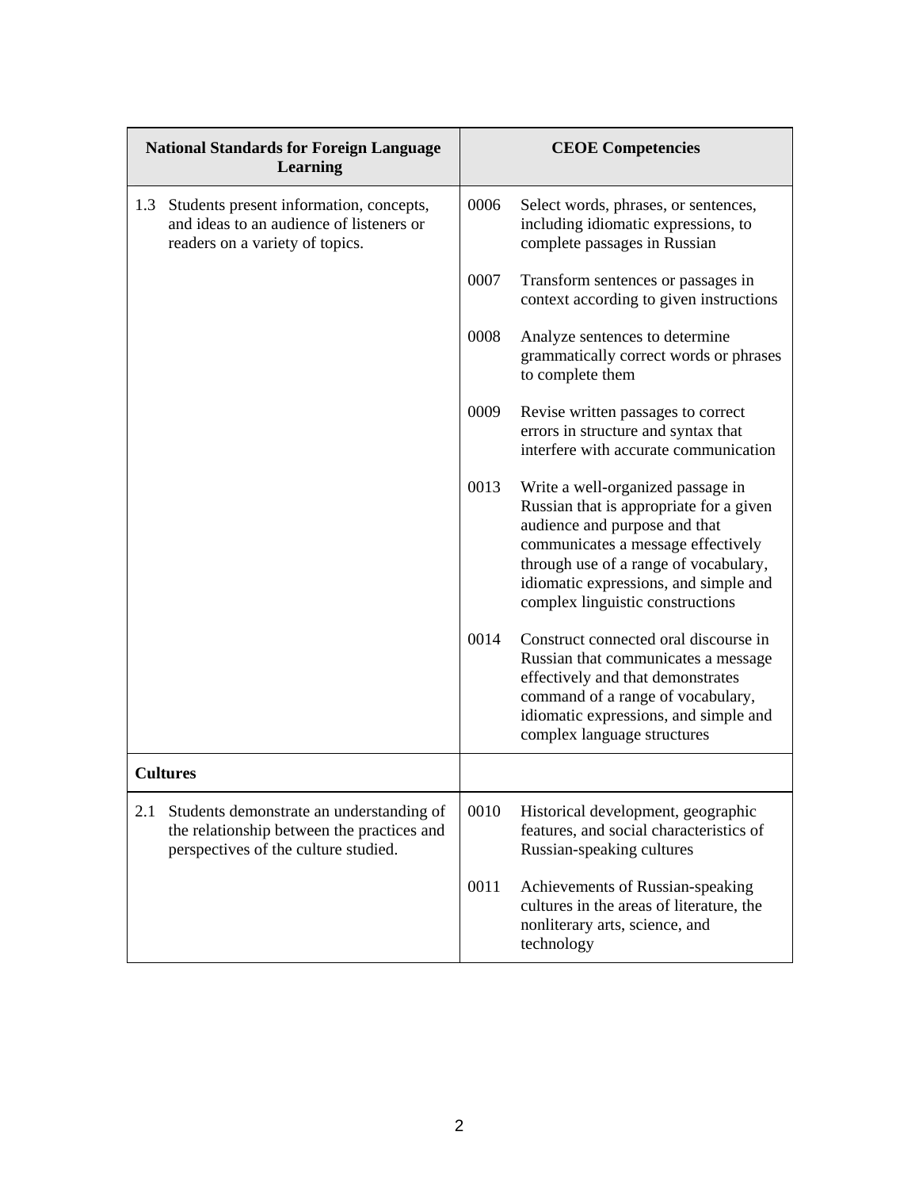| National Standards for Foreign Language Learning | CEOE Competencies |
| --- | --- |
| 1.3 Students present information, concepts, and ideas to an audience of listeners or readers on a variety of topics. | 0006 Select words, phrases, or sentences, including idiomatic expressions, to complete passages in Russian |
| | 0007 Transform sentences or passages in context according to given instructions |
| | 0008 Analyze sentences to determine grammatically correct words or phrases to complete them |
| | 0009 Revise written passages to correct errors in structure and syntax that interfere with accurate communication |
| | 0013 Write a well-organized passage in Russian that is appropriate for a given audience and purpose and that communicates a message effectively through use of a range of vocabulary, idiomatic expressions, and simple and complex linguistic constructions |
| | 0014 Construct connected oral discourse in Russian that communicates a message effectively and that demonstrates command of a range of vocabulary, idiomatic expressions, and simple and complex language structures |
| **Cultures** | |
| 2.1 Students demonstrate an understanding of the relationship between the practices and perspectives of the culture studied. | 0010 Historical development, geographic features, and social characteristics of Russian-speaking cultures |
| | 0011 Achievements of Russian-speaking cultures in the areas of literature, the nonliterary arts, science, and technology |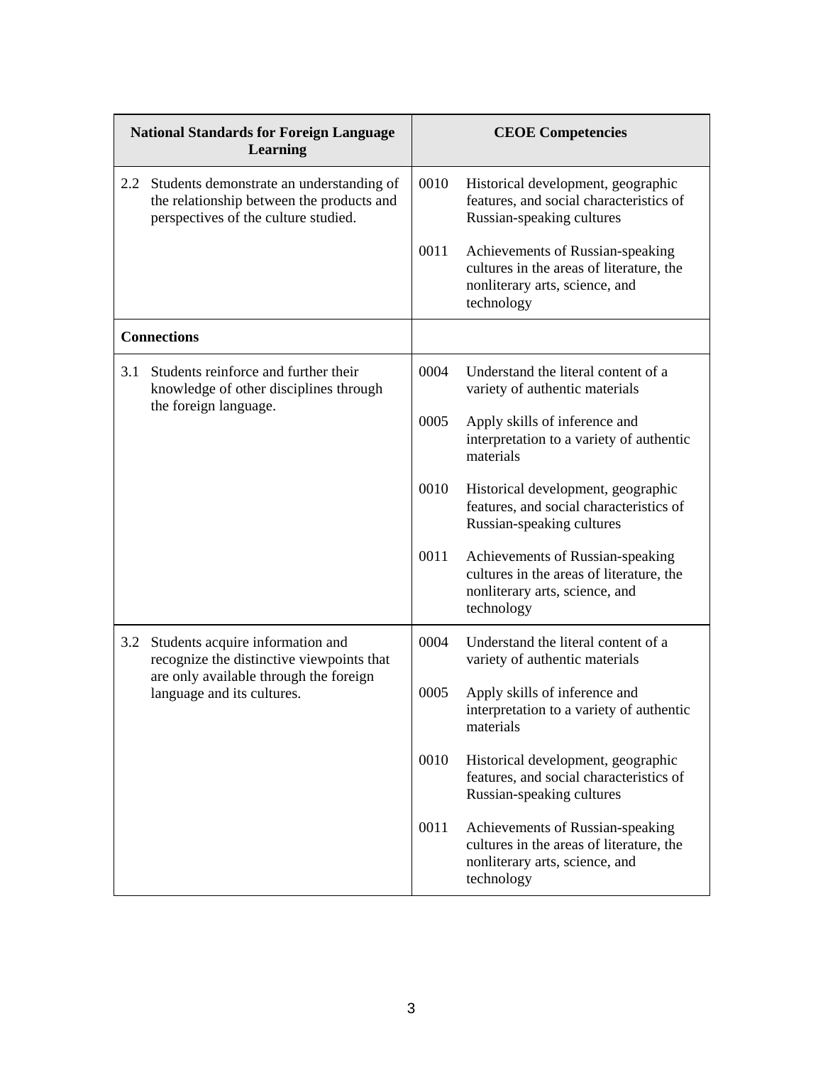| National Standards for Foreign Language Learning | CEOE Competencies |
|---|---|
| 2.2 Students demonstrate an understanding of the relationship between the products and perspectives of the culture studied. | 0010 Historical development, geographic features, and social characteristics of Russian-speaking cultures<br><br>0011 Achievements of Russian-speaking cultures in the areas of literature, the nonliterary arts, science, and technology |
| **Connections** | |
| 3.1 Students reinforce and further their knowledge of other disciplines through the foreign language. | 0004 Understand the literal content of a variety of authentic materials<br><br>0005 Apply skills of inference and interpretation to a variety of authentic materials<br><br>0010 Historical development, geographic features, and social characteristics of Russian-speaking cultures<br><br>0011 Achievements of Russian-speaking cultures in the areas of literature, the nonliterary arts, science, and technology |
| 3.2 Students acquire information and recognize the distinctive viewpoints that are only available through the foreign language and its cultures. | 0004 Understand the literal content of a variety of authentic materials<br><br>0005 Apply skills of inference and interpretation to a variety of authentic materials<br><br>0010 Historical development, geographic features, and social characteristics of Russian-speaking cultures<br><br>0011 Achievements of Russian-speaking cultures in the areas of literature, the nonliterary arts, science, and technology |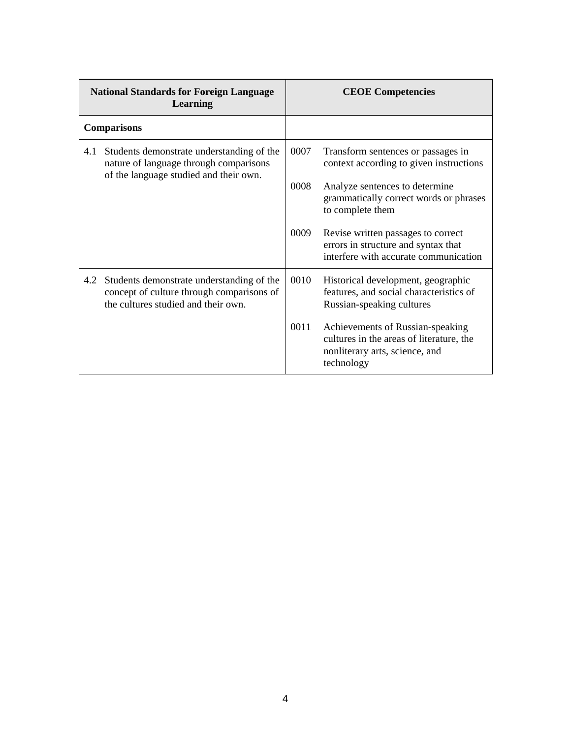| National Standards for Foreign Language Learning | CEOE Competencies |
|---|---|
| **Comparisons** | |
| 4.1 Students demonstrate understanding of the nature of language through comparisons of the language studied and their own. | 0007 Transform sentences or passages in context according to given instructions<br><br>0008 Analyze sentences to determine grammatically correct words or phrases to complete them<br><br>0009 Revise written passages to correct errors in structure and syntax that interfere with accurate communication |
| 4.2 Students demonstrate understanding of the concept of culture through comparisons of the cultures studied and their own. | 0010 Historical development, geographic features, and social characteristics of Russian-speaking cultures<br><br>0011 Achievements of Russian-speaking cultures in the areas of literature, the nonliterary arts, science, and technology |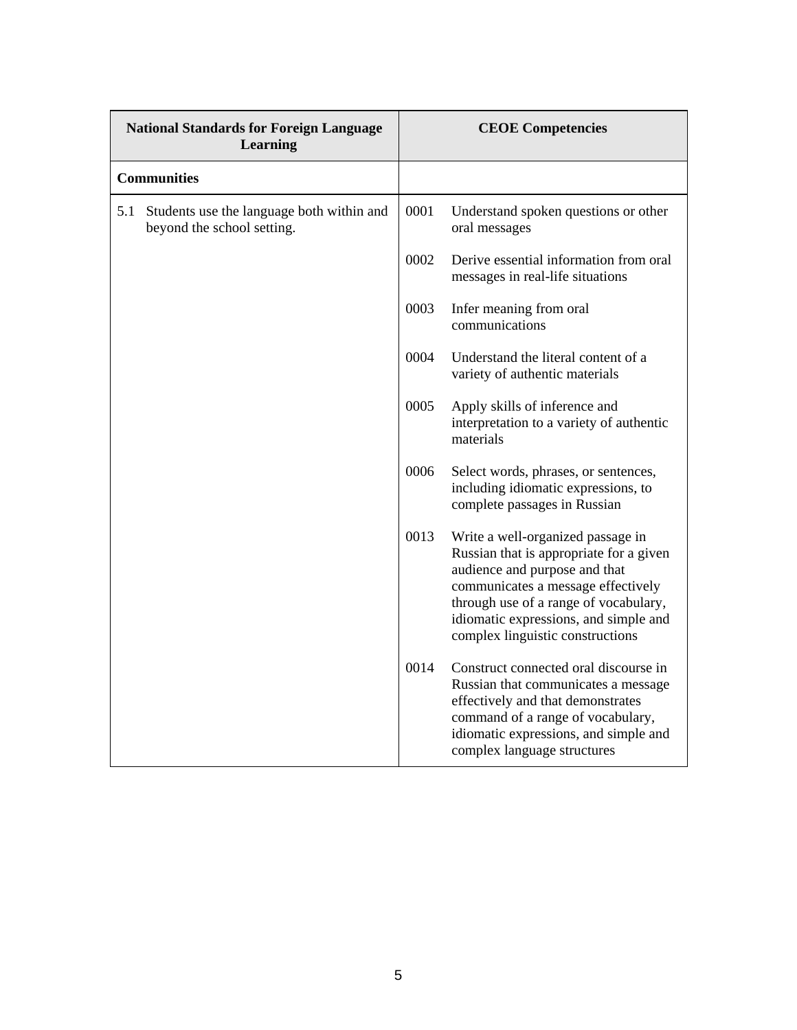| National Standards for Foreign Language Learning | CEOE Competencies |
|---|---|
| **Communities** | |
| 5.1 Students use the language both within and beyond the school setting. | 0001 Understand spoken questions or other oral messages |
| | 0002 Derive essential information from oral messages in real-life situations |
| | 0003 Infer meaning from oral communications |
| | 0004 Understand the literal content of a variety of authentic materials |
| | 0005 Apply skills of inference and interpretation to a variety of authentic materials |
| | 0006 Select words, phrases, or sentences, including idiomatic expressions, to complete passages in Russian |
| | 0013 Write a well-organized passage in Russian that is appropriate for a given audience and purpose and that communicates a message effectively through use of a range of vocabulary, idiomatic expressions, and simple and complex linguistic constructions |
| | 0014 Construct connected oral discourse in Russian that communicates a message effectively and that demonstrates command of a range of vocabulary, idiomatic expressions, and simple and complex language structures |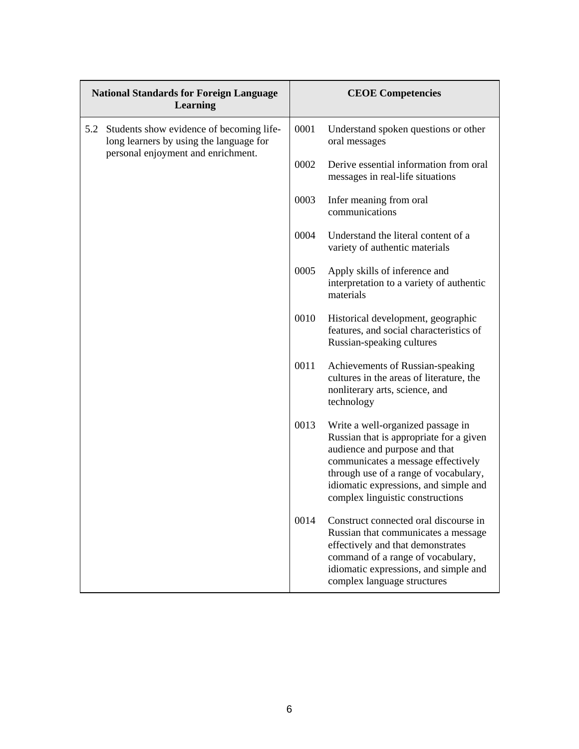| National Standards for Foreign Language Learning | CEOE Competencies |
|---|---|
| 5.2 Students show evidence of becoming life-long learners by using the language for personal enjoyment and enrichment. | 0001 Understand spoken questions or other oral messages<br><br>0002 Derive essential information from oral messages in real-life situations<br><br>0003 Infer meaning from oral communications<br><br>0004 Understand the literal content of a variety of authentic materials<br><br>0005 Apply skills of inference and interpretation to a variety of authentic materials<br><br>0010 Historical development, geographic features, and social characteristics of Russian-speaking cultures<br><br>0011 Achievements of Russian-speaking cultures in the areas of literature, the nonliterary arts, science, and technology<br><br>0013 Write a well-organized passage in Russian that is appropriate for a given audience and purpose and that communicates a message effectively through use of a range of vocabulary, idiomatic expressions, and simple and complex linguistic constructions<br><br>0014 Construct connected oral discourse in Russian that communicates a message effectively and that demonstrates command of a range of vocabulary, idiomatic expressions, and simple and complex language structures |